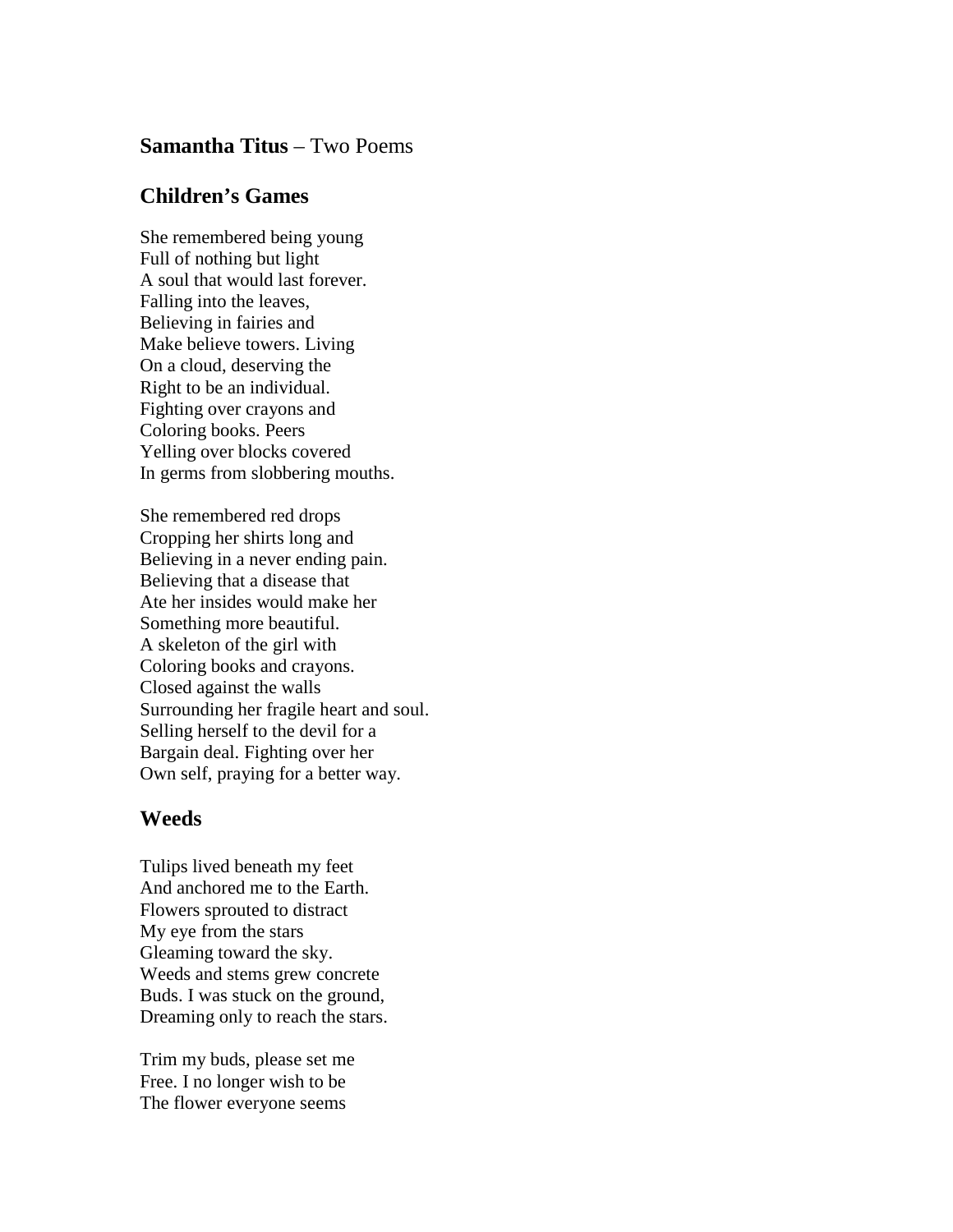**Samantha Titus** – Two Poems

## Children's Games

She remembered being young  
Full of nothing but light  
A soul that would last forever.  
Falling into the leaves,  
Believing in fairies and  
Make believe towers. Living  
On a cloud, deserving the  
Right to be an individual.  
Fighting over crayons and  
Coloring books. Peers  
Yelling over blocks covered  
In germs from slobbering mouths.

She remembered red drops  
Cropping her shirts long and  
Believing in a never ending pain.  
Believing that a disease that  
Ate her insides would make her  
Something more beautiful.  
A skeleton of the girl with  
Coloring books and crayons.  
Closed against the walls  
Surrounding her fragile heart and soul.  
Selling herself to the devil for a  
Bargain deal. Fighting over her  
Own self, praying for a better way.

## Weeds

Tulips lived beneath my feet  
And anchored me to the Earth.  
Flowers sprouted to distract  
My eye from the stars  
Gleaming toward the sky.  
Weeds and stems grew concrete  
Buds. I was stuck on the ground,  
Dreaming only to reach the stars.

Trim my buds, please set me  
Free. I no longer wish to be  
The flower everyone seems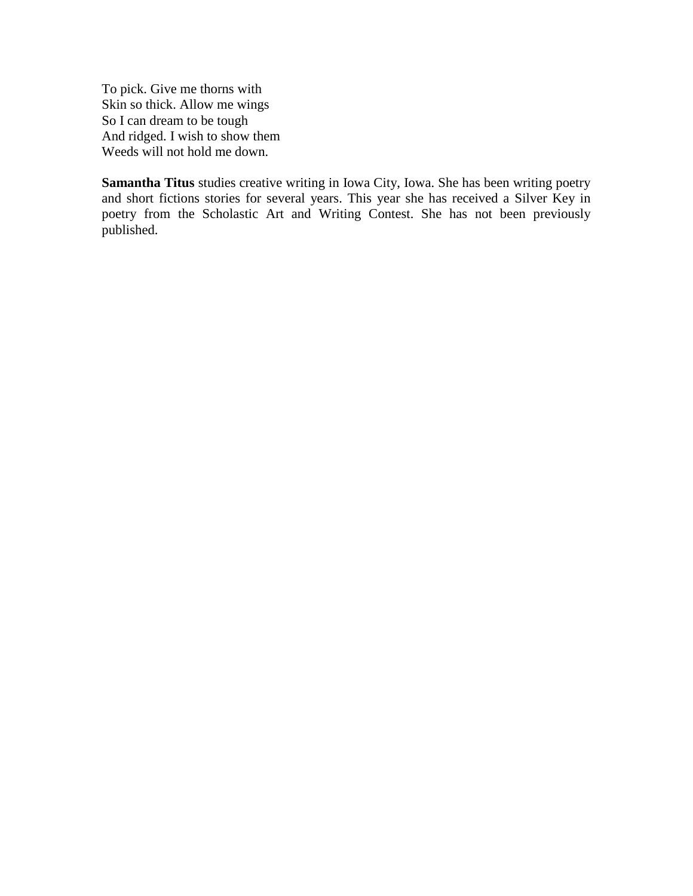To pick. Give me thorns with  
Skin so thick. Allow me wings  
So I can dream to be tough  
And ridged. I wish to show them  
Weeds will not hold me down.

**Samantha Titus** studies creative writing in Iowa City, Iowa. She has been writing poetry and short fictions stories for several years. This year she has received a Silver Key in poetry from the Scholastic Art and Writing Contest. She has not been previously published.